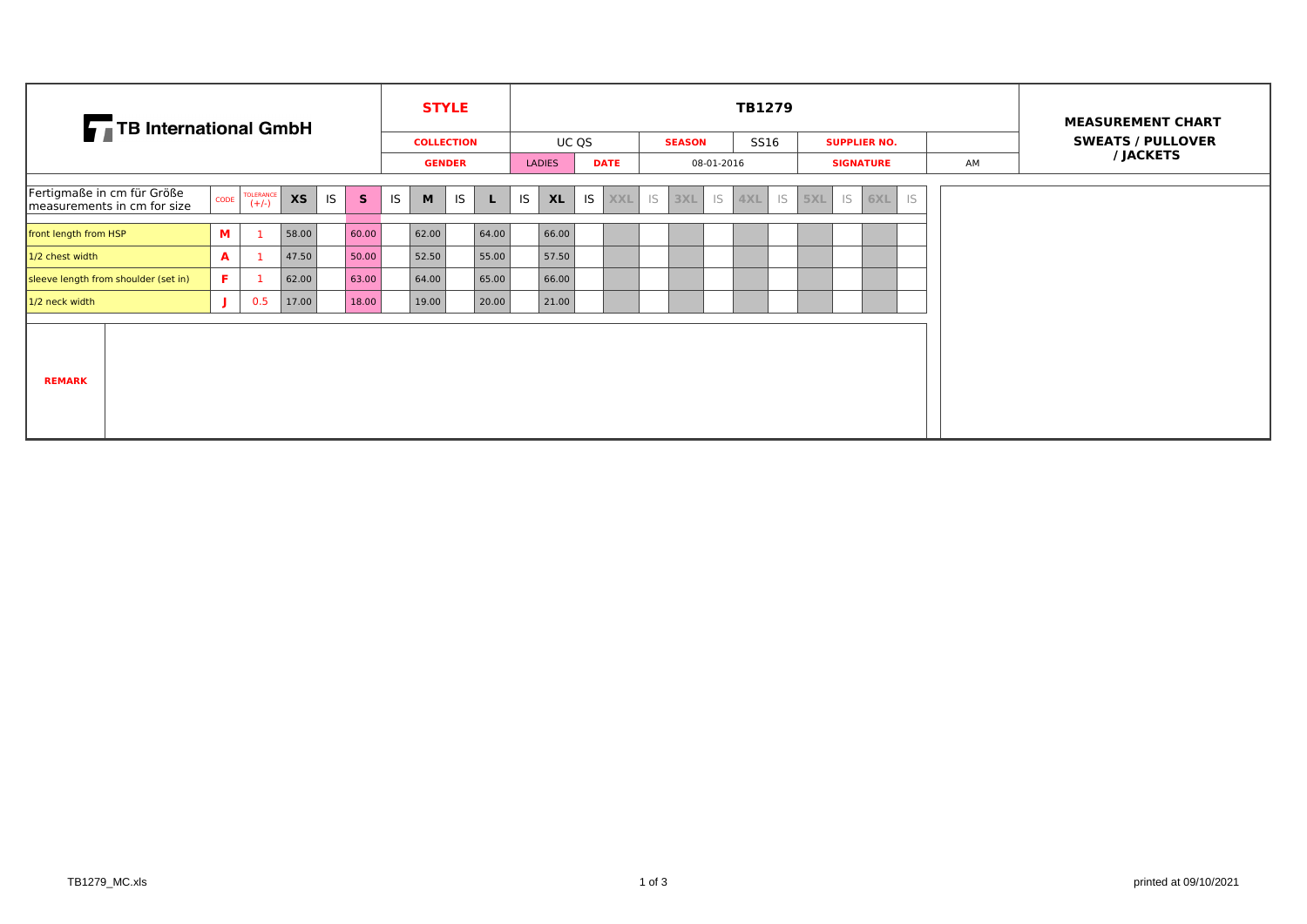| TB International GmbH | STYLE | TB1279 | | | | | MEASUREMENT CHART SWEATS / PULLOVER / JACKETS |
|---|---|---|---|---|---|---|---|
| | COLLECTION | UC QS | SEASON | SS16 | SUPPLIER NO. | | |
| | GENDER | LADIES | DATE | 08-01-2016 | SIGNATURE | AM | |

| Fertigmaße in cm für Größe measurements in cm for size | CODE | TOLERANCE (+/-) | XS | IS | S | IS | M | IS | L | IS | XL | IS | XXL | IS | 3XL | IS | 4XL | IS | 5XL | IS | 6XL | IS |
|---|---|---|---|---|---|---|---|---|---|---|---|---|---|---|---|---|---|---|---|---|---|---|
| front length from HSP | M | 1 | 58.00 | | 60.00 | | 62.00 | | 64.00 | | 66.00 | | | | | | | | | | | |
| 1/2 chest width | A | 1 | 47.50 | | 50.00 | | 52.50 | | 55.00 | | 57.50 | | | | | | | | | | | |
| sleeve length from shoulder (set in) | F | 1 | 62.00 | | 63.00 | | 64.00 | | 65.00 | | 66.00 | | | | | | | | | | | |
| 1/2 neck width | J | 0.5 | 17.00 | | 18.00 | | 19.00 | | 20.00 | | 21.00 | | | | | | | | | | | |

**REMARK**

TB1279_MC.xls

printed at 09/10/2021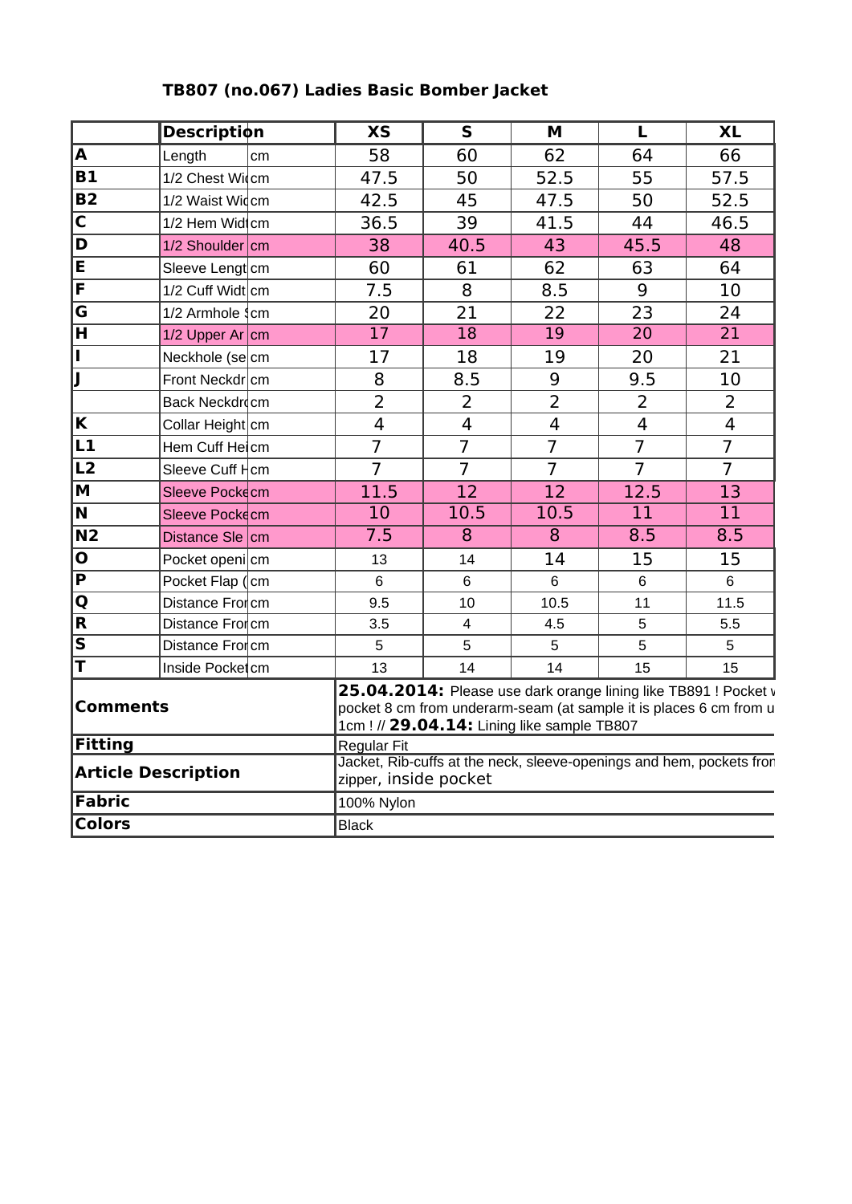# TB807 (no.067) Ladies Basic Bomber Jacket

| | Description | | XS | S | M | L | XL |
|---|---|---|---|---|---|---|---|
| A | Length | cm | 58 | 60 | 62 | 64 | 66 |
| B1 | 1/2 Chest Wid | cm | 47.5 | 50 | 52.5 | 55 | 57.5 |
| B2 | 1/2 Waist Wid | cm | 42.5 | 45 | 47.5 | 50 | 52.5 |
| C | 1/2 Hem Widt | cm | 36.5 | 39 | 41.5 | 44 | 46.5 |
| D | 1/2 Shoulder | cm | 38 | 40.5 | 43 | 45.5 | 48 |
| E | Sleeve Lengt | cm | 60 | 61 | 62 | 63 | 64 |
| F | 1/2 Cuff Widt | cm | 7.5 | 8 | 8.5 | 9 | 10 |
| G | 1/2 Armhole S | cm | 20 | 21 | 22 | 23 | 24 |
| H | 1/2 Upper Ar | cm | 17 | 18 | 19 | 20 | 21 |
| I | Neckhole (se | cm | 17 | 18 | 19 | 20 | 21 |
| J | Front Neckdr | cm | 8 | 8.5 | 9 | 9.5 | 10 |
| | Back Neckdro | cm | 2 | 2 | 2 | 2 | 2 |
| K | Collar Height | cm | 4 | 4 | 4 | 4 | 4 |
| L1 | Hem Cuff Hei | cm | 7 | 7 | 7 | 7 | 7 |
| L2 | Sleeve Cuff H | cm | 7 | 7 | 7 | 7 | 7 |
| M | Sleeve Pocke | cm | 11.5 | 12 | 12 | 12.5 | 13 |
| N | Sleeve Pocke | cm | 10 | 10.5 | 10.5 | 11 | 11 |
| N2 | Distance Sle | cm | 7.5 | 8 | 8 | 8.5 | 8.5 |
| O | Pocket openi | cm | 13 | 14 | 14 | 15 | 15 |
| P | Pocket Flap ( | cm | 6 | 6 | 6 | 6 | 6 |
| Q | Distance Fro | cm | 9.5 | 10 | 10.5 | 11 | 11.5 |
| R | Distance Fro | cm | 3.5 | 4 | 4.5 | 5 | 5.5 |
| S | Distance Fro | cm | 5 | 5 | 5 | 5 | 5 |
| T | Inside Pocket | cm | 13 | 14 | 14 | 15 | 15 |
| **Comments** | | | **25.04.2014:** Please use dark orange lining like TB891 ! Pocket w pocket 8 cm from underarm-seam (at sample it is places 6 cm from u 1cm ! // **29.04.14:** Lining like sample TB807 | | | | |
| **Fitting** | | | Regular Fit | | | | |
| **Article Description** | | | Jacket, Rib-cuffs at the neck, sleeve-openings and hem, pockets fron zipper, inside pocket | | | | |
| **Fabric** | | | 100% Nylon | | | | |
| **Colors** | | | Black | | | | |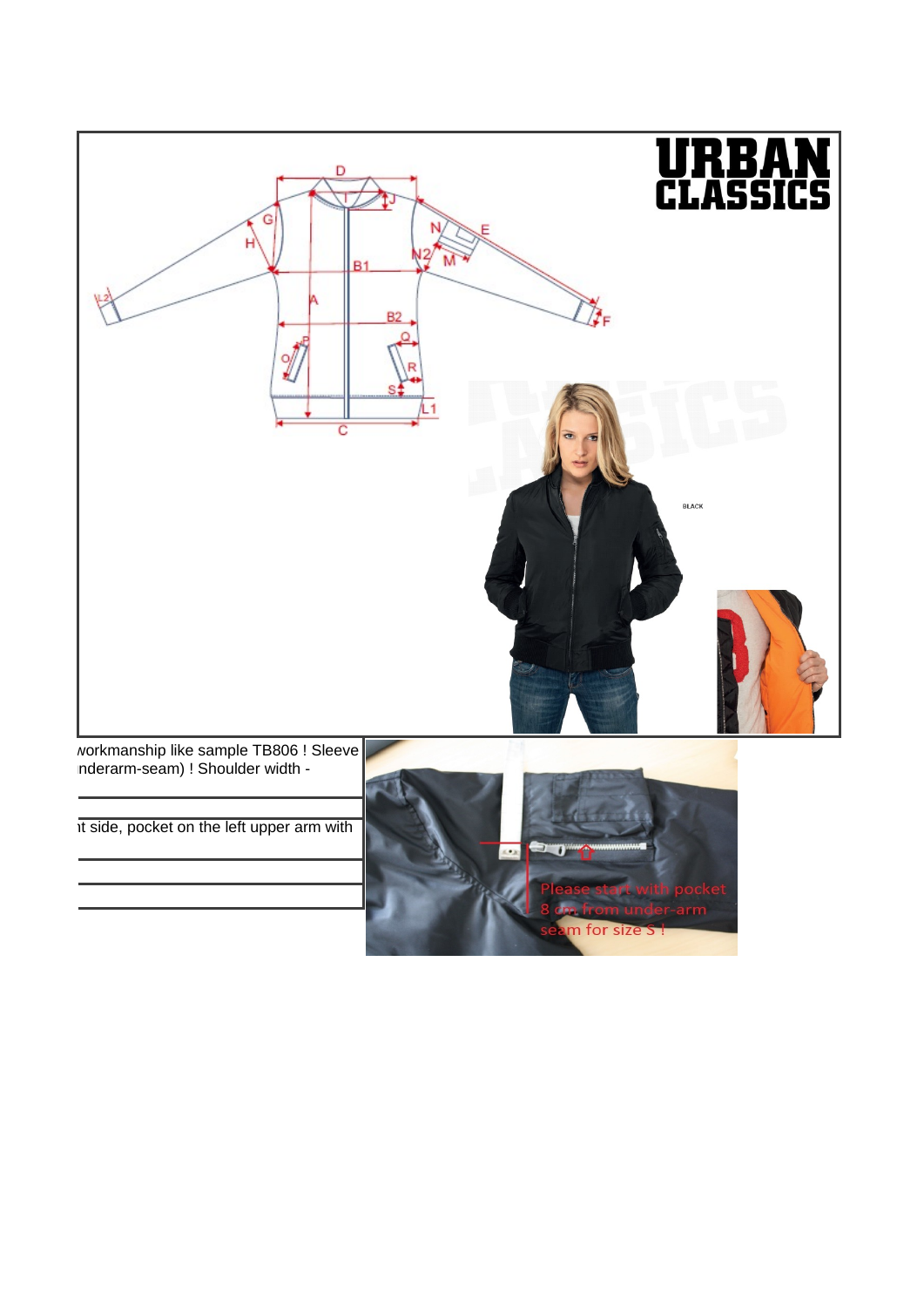URBAN CLASSICS

D

J

G

H

N

E

N2

M

B1

L2

A

F

B2

Q

P

O

R

S

L1

C

BLACK

workmanship like sample TB806 ! Sleeve nderarm-seam) ! Shoulder width -

it side, pocket on the left upper arm with

Please start with pocket 8 cm from under-arm seam for size S !